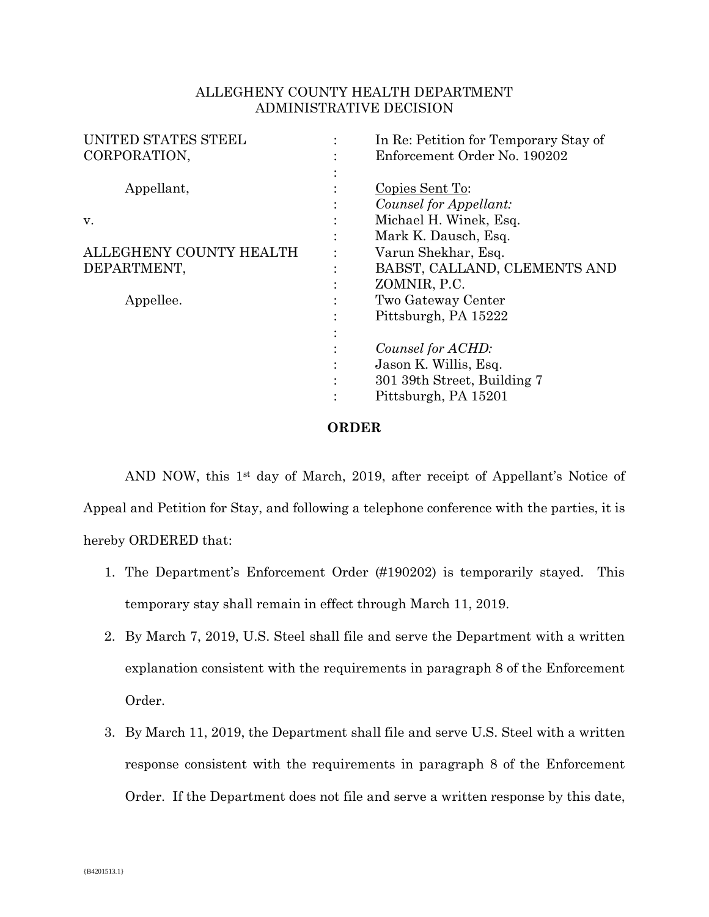ALLEGHENY COUNTY HEALTH DEPARTMENT
ADMINISTRATIVE DECISION

| | | |
|---|---|---|
| UNITED STATES STEEL CORPORATION, | : | In Re: Petition for Temporary Stay of Enforcement Order No. 190202 |
| Appellant, | : | Copies Sent To: |
| | : | *Counsel for Appellant:* |
| v. | : | Michael H. Winek, Esq. |
| | : | Mark K. Dausch, Esq. |
| ALLEGHENY COUNTY HEALTH DEPARTMENT, | : | Varun Shekhar, Esq. |
| | : | BABST, CALLAND, CLEMENTS AND ZOMNIR, P.C. |
| Appellee. | : | Two Gateway Center |
| | : | Pittsburgh, PA 15222 |
| | : | *Counsel for ACHD:* |
| | : | Jason K. Willis, Esq. |
| | : | 301 39th Street, Building 7 |
| | : | Pittsburgh, PA 15201 |

**ORDER**

AND NOW, this 1st day of March, 2019, after receipt of Appellant's Notice of Appeal and Petition for Stay, and following a telephone conference with the parties, it is hereby ORDERED that:

1. The Department's Enforcement Order (#190202) is temporarily stayed. This temporary stay shall remain in effect through March 11, 2019.
2. By March 7, 2019, U.S. Steel shall file and serve the Department with a written explanation consistent with the requirements in paragraph 8 of the Enforcement Order.
3. By March 11, 2019, the Department shall file and serve U.S. Steel with a written response consistent with the requirements in paragraph 8 of the Enforcement Order. If the Department does not file and serve a written response by this date,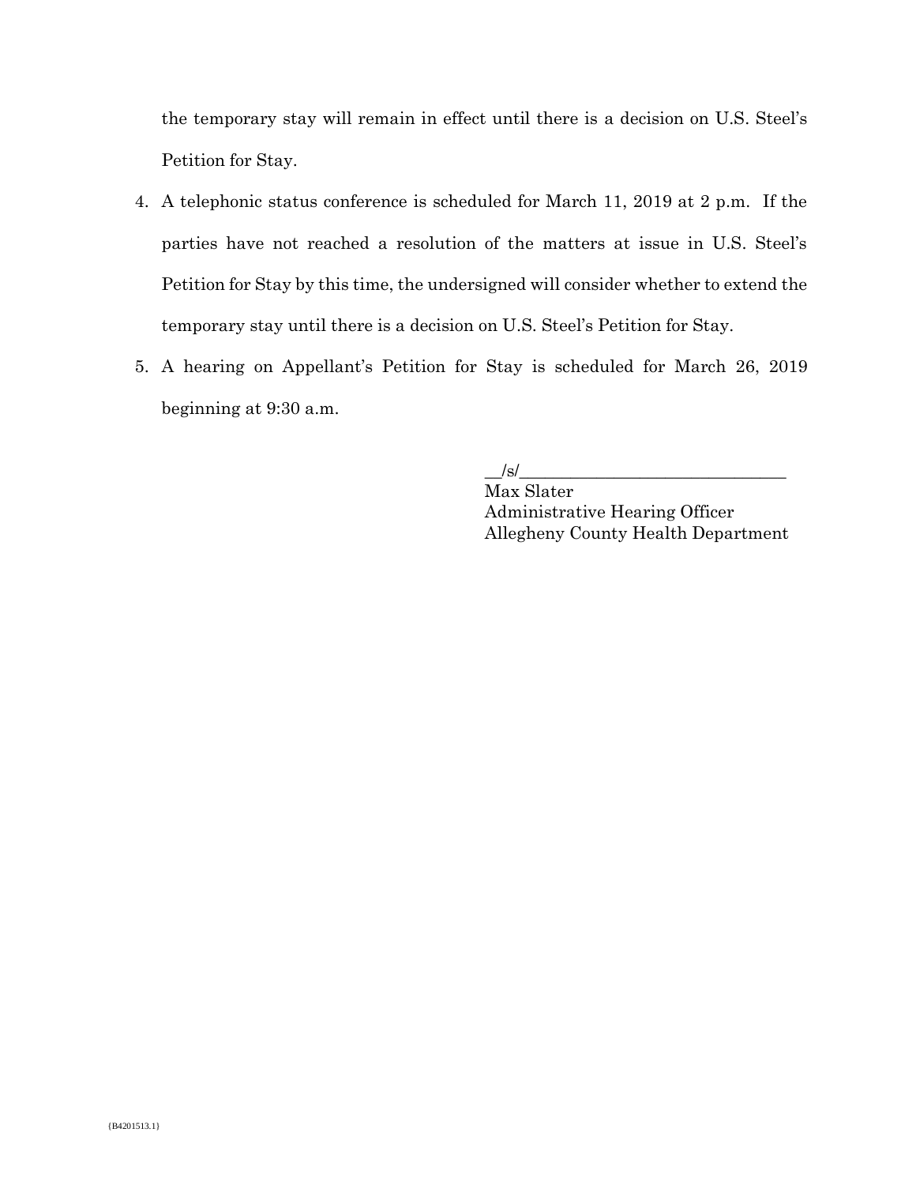the temporary stay will remain in effect until there is a decision on U.S. Steel's Petition for Stay.

4. A telephonic status conference is scheduled for March 11, 2019 at 2 p.m. If the parties have not reached a resolution of the matters at issue in U.S. Steel's Petition for Stay by this time, the undersigned will consider whether to extend the temporary stay until there is a decision on U.S. Steel's Petition for Stay.
5. A hearing on Appellant's Petition for Stay is scheduled for March 26, 2019 beginning at 9:30 a.m.

__/s/________________________________
Max Slater
Administrative Hearing Officer
Allegheny County Health Department

{B4201513.1}